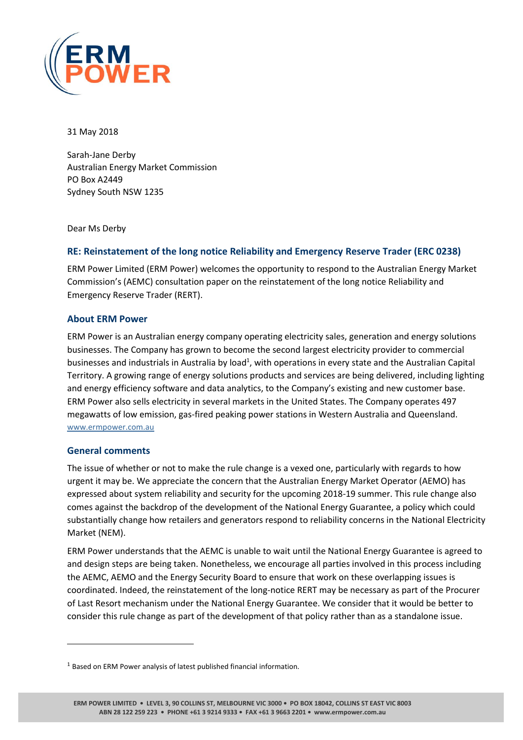31 May 2018

Sarah-Jane Derby
Australian Energy Market Commission
PO Box A2449
Sydney South NSW 1235

Dear Ms Derby

## RE: Reinstatement of the long notice Reliability and Emergency Reserve Trader (ERC 0238)

ERM Power Limited (ERM Power) welcomes the opportunity to respond to the Australian Energy Market Commission's (AEMC) consultation paper on the reinstatement of the long notice Reliability and Emergency Reserve Trader (RERT).

### About ERM Power

ERM Power is an Australian energy company operating electricity sales, generation and energy solutions businesses. The Company has grown to become the second largest electricity provider to commercial businesses and industrials in Australia by load[1], with operations in every state and the Australian Capital Territory. A growing range of energy solutions products and services are being delivered, including lighting and energy efficiency software and data analytics, to the Company's existing and new customer base. ERM Power also sells electricity in several markets in the United States. The Company operates 497 megawatts of low emission, gas-fired peaking power stations in Western Australia and Queensland. www.ermpower.com.au

### General comments

The issue of whether or not to make the rule change is a vexed one, particularly with regards to how urgent it may be. We appreciate the concern that the Australian Energy Market Operator (AEMO) has expressed about system reliability and security for the upcoming 2018-19 summer. This rule change also comes against the backdrop of the development of the National Energy Guarantee, a policy which could substantially change how retailers and generators respond to reliability concerns in the National Electricity Market (NEM).

ERM Power understands that the AEMC is unable to wait until the National Energy Guarantee is agreed to and design steps are being taken. Nonetheless, we encourage all parties involved in this process including the AEMC, AEMO and the Energy Security Board to ensure that work on these overlapping issues is coordinated. Indeed, the reinstatement of the long-notice RERT may be necessary as part of the Procurer of Last Resort mechanism under the National Energy Guarantee. We consider that it would be better to consider this rule change as part of the development of that policy rather than as a standalone issue.

[1] Based on ERM Power analysis of latest published financial information.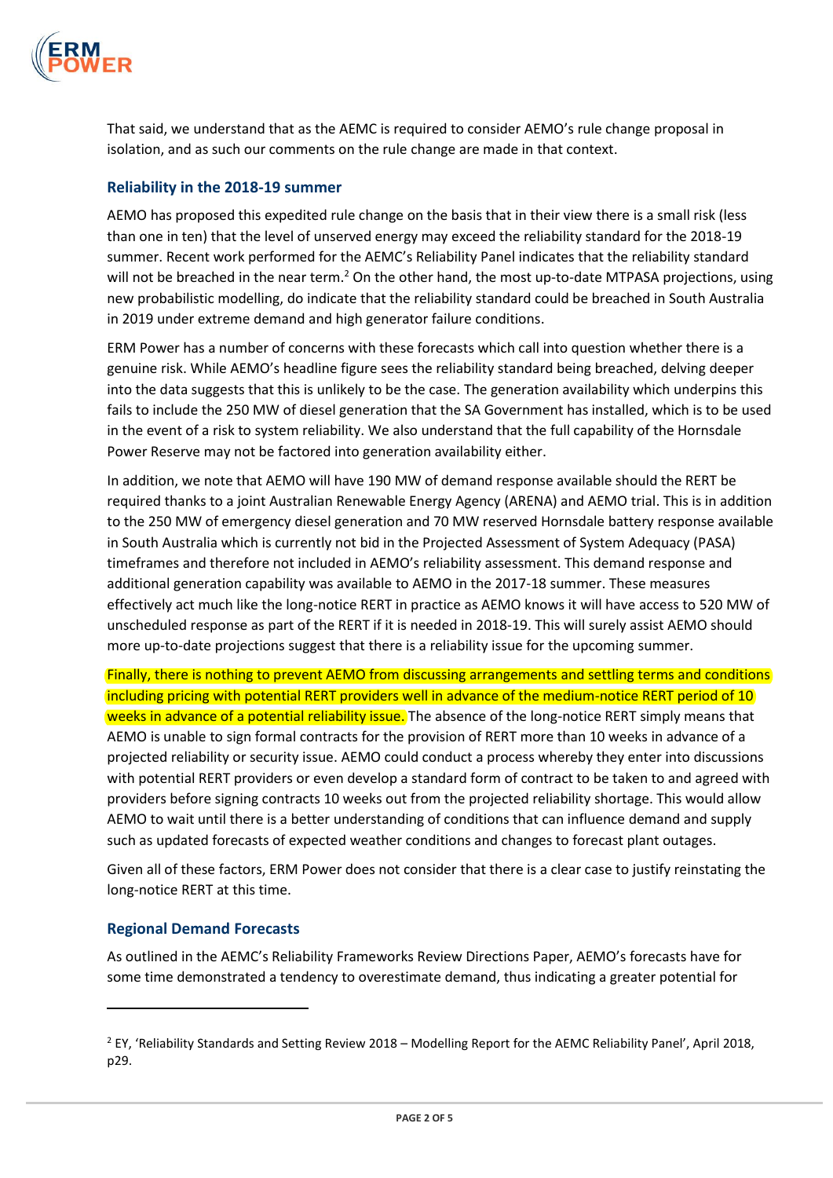That said, we understand that as the AEMC is required to consider AEMO's rule change proposal in isolation, and as such our comments on the rule change are made in that context.

### Reliability in the 2018-19 summer

AEMO has proposed this expedited rule change on the basis that in their view there is a small risk (less than one in ten) that the level of unserved energy may exceed the reliability standard for the 2018-19 summer. Recent work performed for the AEMC's Reliability Panel indicates that the reliability standard will not be breached in the near term.[2] On the other hand, the most up-to-date MTPASA projections, using new probabilistic modelling, do indicate that the reliability standard could be breached in South Australia in 2019 under extreme demand and high generator failure conditions.

ERM Power has a number of concerns with these forecasts which call into question whether there is a genuine risk. While AEMO's headline figure sees the reliability standard being breached, delving deeper into the data suggests that this is unlikely to be the case. The generation availability which underpins this fails to include the 250 MW of diesel generation that the SA Government has installed, which is to be used in the event of a risk to system reliability. We also understand that the full capability of the Hornsdale Power Reserve may not be factored into generation availability either.

In addition, we note that AEMO will have 190 MW of demand response available should the RERT be required thanks to a joint Australian Renewable Energy Agency (ARENA) and AEMO trial. This is in addition to the 250 MW of emergency diesel generation and 70 MW reserved Hornsdale battery response available in South Australia which is currently not bid in the Projected Assessment of System Adequacy (PASA) timeframes and therefore not included in AEMO's reliability assessment. This demand response and additional generation capability was available to AEMO in the 2017-18 summer. These measures effectively act much like the long-notice RERT in practice as AEMO knows it will have access to 520 MW of unscheduled response as part of the RERT if it is needed in 2018-19. This will surely assist AEMO should more up-to-date projections suggest that there is a reliability issue for the upcoming summer.

Finally, there is nothing to prevent AEMO from discussing arrangements and settling terms and conditions including pricing with potential RERT providers well in advance of the medium-notice RERT period of 10 weeks in advance of a potential reliability issue. The absence of the long-notice RERT simply means that AEMO is unable to sign formal contracts for the provision of RERT more than 10 weeks in advance of a projected reliability or security issue. AEMO could conduct a process whereby they enter into discussions with potential RERT providers or even develop a standard form of contract to be taken to and agreed with providers before signing contracts 10 weeks out from the projected reliability shortage. This would allow AEMO to wait until there is a better understanding of conditions that can influence demand and supply such as updated forecasts of expected weather conditions and changes to forecast plant outages.

Given all of these factors, ERM Power does not consider that there is a clear case to justify reinstating the long-notice RERT at this time.

### Regional Demand Forecasts

As outlined in the AEMC's Reliability Frameworks Review Directions Paper, AEMO's forecasts have for some time demonstrated a tendency to overestimate demand, thus indicating a greater potential for

---

[2] EY, 'Reliability Standards and Setting Review 2018 – Modelling Report for the AEMC Reliability Panel', April 2018, p29.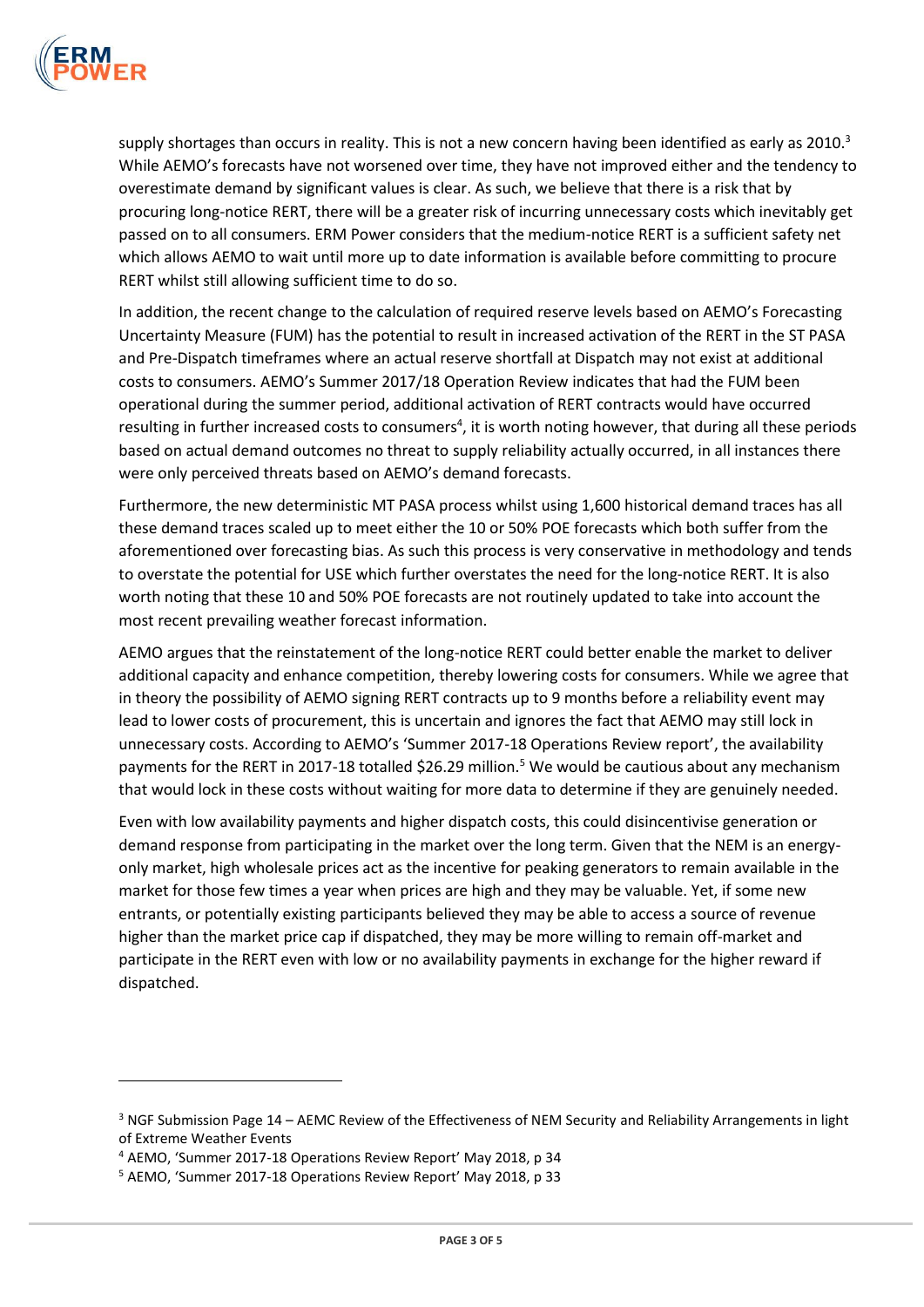supply shortages than occurs in reality. This is not a new concern having been identified as early as 2010.[3] While AEMO's forecasts have not worsened over time, they have not improved either and the tendency to overestimate demand by significant values is clear. As such, we believe that there is a risk that by procuring long-notice RERT, there will be a greater risk of incurring unnecessary costs which inevitably get passed on to all consumers. ERM Power considers that the medium-notice RERT is a sufficient safety net which allows AEMO to wait until more up to date information is available before committing to procure RERT whilst still allowing sufficient time to do so.

In addition, the recent change to the calculation of required reserve levels based on AEMO's Forecasting Uncertainty Measure (FUM) has the potential to result in increased activation of the RERT in the ST PASA and Pre-Dispatch timeframes where an actual reserve shortfall at Dispatch may not exist at additional costs to consumers. AEMO's Summer 2017/18 Operation Review indicates that had the FUM been operational during the summer period, additional activation of RERT contracts would have occurred resulting in further increased costs to consumers[4], it is worth noting however, that during all these periods based on actual demand outcomes no threat to supply reliability actually occurred, in all instances there were only perceived threats based on AEMO's demand forecasts.

Furthermore, the new deterministic MT PASA process whilst using 1,600 historical demand traces has all these demand traces scaled up to meet either the 10 or 50% POE forecasts which both suffer from the aforementioned over forecasting bias. As such this process is very conservative in methodology and tends to overstate the potential for USE which further overstates the need for the long-notice RERT. It is also worth noting that these 10 and 50% POE forecasts are not routinely updated to take into account the most recent prevailing weather forecast information.

AEMO argues that the reinstatement of the long-notice RERT could better enable the market to deliver additional capacity and enhance competition, thereby lowering costs for consumers. While we agree that in theory the possibility of AEMO signing RERT contracts up to 9 months before a reliability event may lead to lower costs of procurement, this is uncertain and ignores the fact that AEMO may still lock in unnecessary costs. According to AEMO's 'Summer 2017-18 Operations Review report', the availability payments for the RERT in 2017-18 totalled $26.29 million.[5] We would be cautious about any mechanism that would lock in these costs without waiting for more data to determine if they are genuinely needed.

Even with low availability payments and higher dispatch costs, this could disincentivise generation or demand response from participating in the market over the long term. Given that the NEM is an energy-only market, high wholesale prices act as the incentive for peaking generators to remain available in the market for those few times a year when prices are high and they may be valuable. Yet, if some new entrants, or potentially existing participants believed they may be able to access a source of revenue higher than the market price cap if dispatched, they may be more willing to remain off-market and participate in the RERT even with low or no availability payments in exchange for the higher reward if dispatched.

---

[3] NGF Submission Page 14 – AEMC Review of the Effectiveness of NEM Security and Reliability Arrangements in light of Extreme Weather Events

[4] AEMO, 'Summer 2017-18 Operations Review Report' May 2018, p 34

[5] AEMO, 'Summer 2017-18 Operations Review Report' May 2018, p 33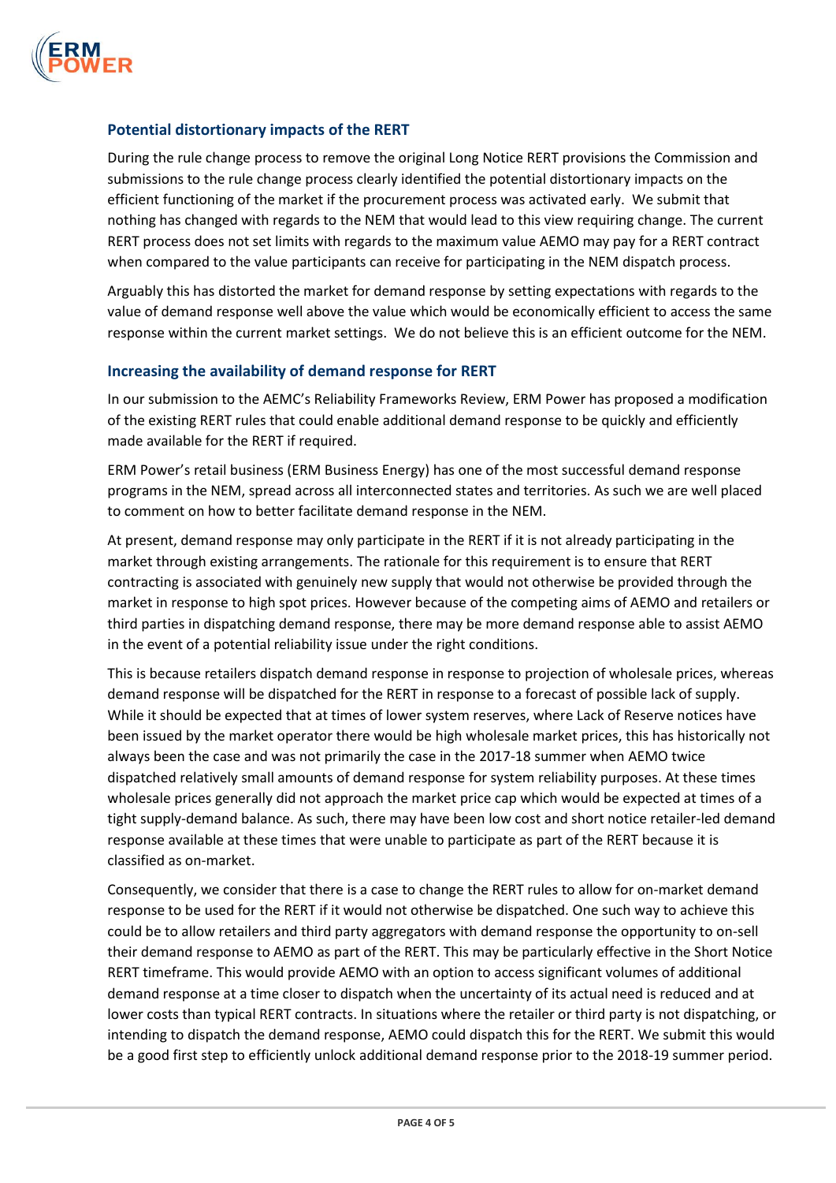### Potential distortionary impacts of the RERT

During the rule change process to remove the original Long Notice RERT provisions the Commission and submissions to the rule change process clearly identified the potential distortionary impacts on the efficient functioning of the market if the procurement process was activated early. We submit that nothing has changed with regards to the NEM that would lead to this view requiring change. The current RERT process does not set limits with regards to the maximum value AEMO may pay for a RERT contract when compared to the value participants can receive for participating in the NEM dispatch process.

Arguably this has distorted the market for demand response by setting expectations with regards to the value of demand response well above the value which would be economically efficient to access the same response within the current market settings. We do not believe this is an efficient outcome for the NEM.

### Increasing the availability of demand response for RERT

In our submission to the AEMC's Reliability Frameworks Review, ERM Power has proposed a modification of the existing RERT rules that could enable additional demand response to be quickly and efficiently made available for the RERT if required.

ERM Power's retail business (ERM Business Energy) has one of the most successful demand response programs in the NEM, spread across all interconnected states and territories. As such we are well placed to comment on how to better facilitate demand response in the NEM.

At present, demand response may only participate in the RERT if it is not already participating in the market through existing arrangements. The rationale for this requirement is to ensure that RERT contracting is associated with genuinely new supply that would not otherwise be provided through the market in response to high spot prices. However because of the competing aims of AEMO and retailers or third parties in dispatching demand response, there may be more demand response able to assist AEMO in the event of a potential reliability issue under the right conditions.

This is because retailers dispatch demand response in response to projection of wholesale prices, whereas demand response will be dispatched for the RERT in response to a forecast of possible lack of supply. While it should be expected that at times of lower system reserves, where Lack of Reserve notices have been issued by the market operator there would be high wholesale market prices, this has historically not always been the case and was not primarily the case in the 2017-18 summer when AEMO twice dispatched relatively small amounts of demand response for system reliability purposes. At these times wholesale prices generally did not approach the market price cap which would be expected at times of a tight supply-demand balance. As such, there may have been low cost and short notice retailer-led demand response available at these times that were unable to participate as part of the RERT because it is classified as on-market.

Consequently, we consider that there is a case to change the RERT rules to allow for on-market demand response to be used for the RERT if it would not otherwise be dispatched. One such way to achieve this could be to allow retailers and third party aggregators with demand response the opportunity to on-sell their demand response to AEMO as part of the RERT. This may be particularly effective in the Short Notice RERT timeframe. This would provide AEMO with an option to access significant volumes of additional demand response at a time closer to dispatch when the uncertainty of its actual need is reduced and at lower costs than typical RERT contracts. In situations where the retailer or third party is not dispatching, or intending to dispatch the demand response, AEMO could dispatch this for the RERT. We submit this would be a good first step to efficiently unlock additional demand response prior to the 2018-19 summer period.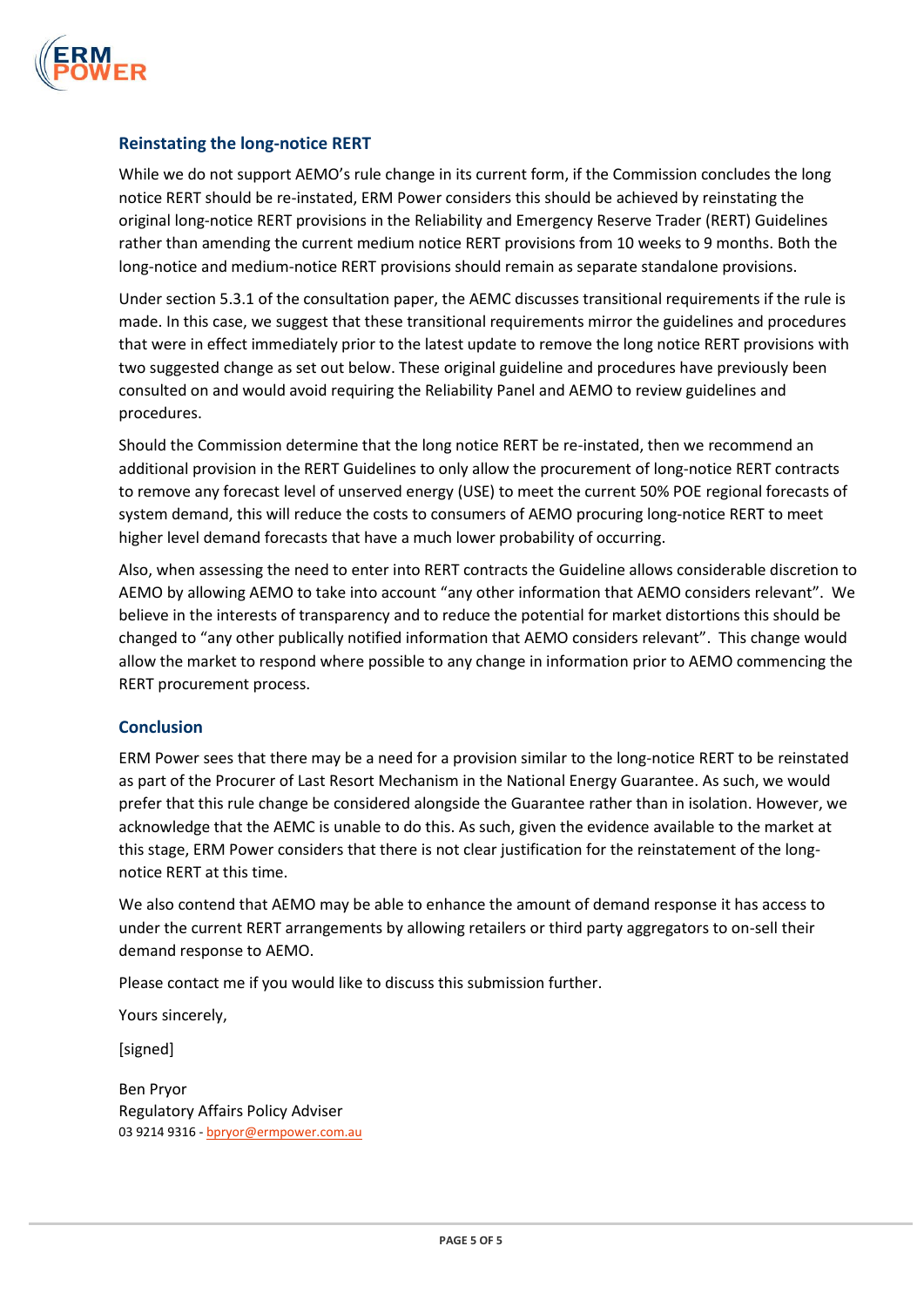## Reinstating the long-notice RERT

While we do not support AEMO's rule change in its current form, if the Commission concludes the long notice RERT should be re-instated, ERM Power considers this should be achieved by reinstating the original long-notice RERT provisions in the Reliability and Emergency Reserve Trader (RERT) Guidelines rather than amending the current medium notice RERT provisions from 10 weeks to 9 months. Both the long-notice and medium-notice RERT provisions should remain as separate standalone provisions.

Under section 5.3.1 of the consultation paper, the AEMC discusses transitional requirements if the rule is made. In this case, we suggest that these transitional requirements mirror the guidelines and procedures that were in effect immediately prior to the latest update to remove the long notice RERT provisions with two suggested change as set out below. These original guideline and procedures have previously been consulted on and would avoid requiring the Reliability Panel and AEMO to review guidelines and procedures.

Should the Commission determine that the long notice RERT be re-instated, then we recommend an additional provision in the RERT Guidelines to only allow the procurement of long-notice RERT contracts to remove any forecast level of unserved energy (USE) to meet the current 50% POE regional forecasts of system demand, this will reduce the costs to consumers of AEMO procuring long-notice RERT to meet higher level demand forecasts that have a much lower probability of occurring.

Also, when assessing the need to enter into RERT contracts the Guideline allows considerable discretion to AEMO by allowing AEMO to take into account "any other information that AEMO considers relevant". We believe in the interests of transparency and to reduce the potential for market distortions this should be changed to "any other publically notified information that AEMO considers relevant". This change would allow the market to respond where possible to any change in information prior to AEMO commencing the RERT procurement process.

## Conclusion

ERM Power sees that there may be a need for a provision similar to the long-notice RERT to be reinstated as part of the Procurer of Last Resort Mechanism in the National Energy Guarantee. As such, we would prefer that this rule change be considered alongside the Guarantee rather than in isolation. However, we acknowledge that the AEMC is unable to do this. As such, given the evidence available to the market at this stage, ERM Power considers that there is not clear justification for the reinstatement of the long-notice RERT at this time.

We also contend that AEMO may be able to enhance the amount of demand response it has access to under the current RERT arrangements by allowing retailers or third party aggregators to on-sell their demand response to AEMO.

Please contact me if you would like to discuss this submission further.

Yours sincerely,

[signed]

Ben Pryor
Regulatory Affairs Policy Adviser
03 9214 9316 - bpryor@ermpower.com.au